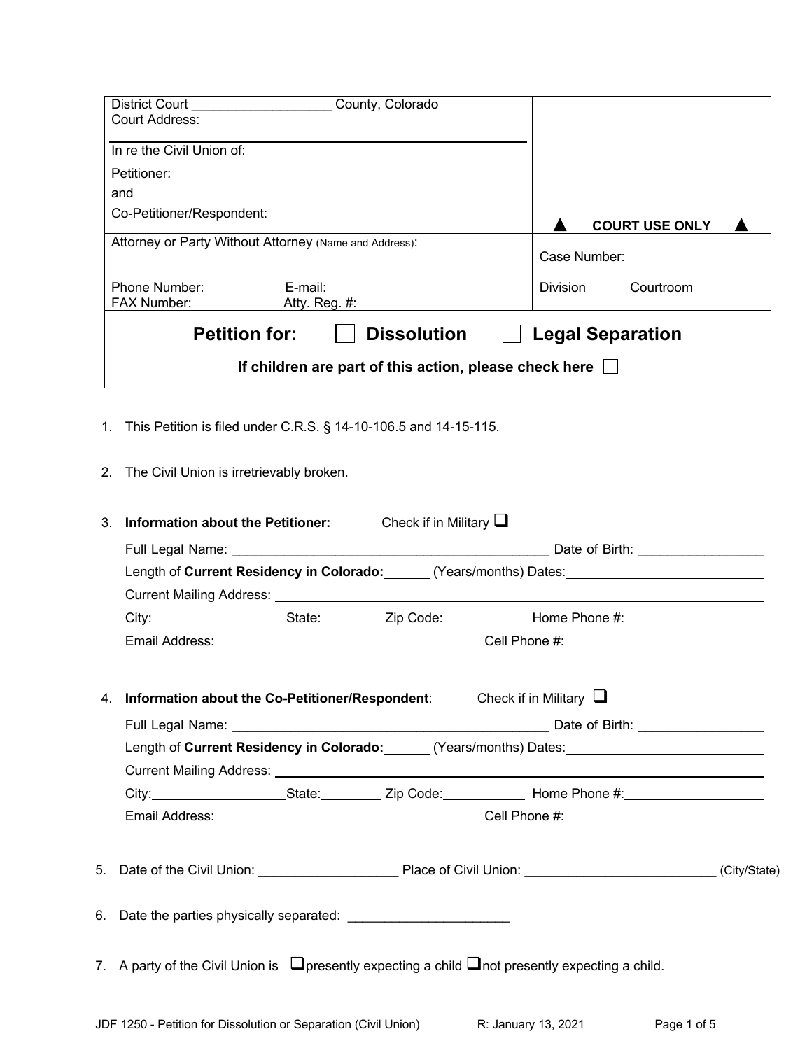| District Court ___________________ County, Colorado<br>Court Address:<br><br>In re the Civil Union of:<br>Petitioner:<br>and<br>Co-Petitioner/Respondent: | ▲ COURT USE ONLY ▲ |
|---|---|
| Attorney or Party Without Attorney (Name and Address):<br><br>Phone Number: E-mail:<br>FAX Number: Atty. Reg. #: | Case Number:<br><br>Division Courtroom |

## Petition for: ☐ Dissolution ☐ Legal Separation

**If children are part of this action, please check here** ☐

1. This Petition is filed under C.R.S. § 14-10-106.5 and 14-15-115.

2. The Civil Union is irretrievably broken.

3. **Information about the Petitioner:** Check if in Military ☐

   Full Legal Name: ___________________________________________ Date of Birth: ________________

   Length of **Current Residency in Colorado:**______ (Years/months) Dates:_________________________

   Current Mailing Address: ___________________________________________________________

   City:__________________State:________ Zip Code:___________ Home Phone #:___________________

   Email Address:____________________________________ Cell Phone #:____________________________

4. **Information about the Co-Petitioner/Respondent**: Check if in Military ☐

   Full Legal Name: ___________________________________________ Date of Birth: ________________

   Length of **Current Residency in Colorado:**______ (Years/months) Dates:_________________________

   Current Mailing Address: ___________________________________________________________

   City:__________________State:________ Zip Code:___________ Home Phone #:___________________

   Email Address:____________________________________ Cell Phone #:____________________________

5. Date of the Civil Union: __________________ Place of Civil Union: __________________________ (City/State)

6. Date the parties physically separated: _____________________

7. A party of the Civil Union is ☐presently expecting a child ☐not presently expecting a child.

JDF 1250 - Petition for Dissolution or Separation (Civil Union) R: January 13, 2021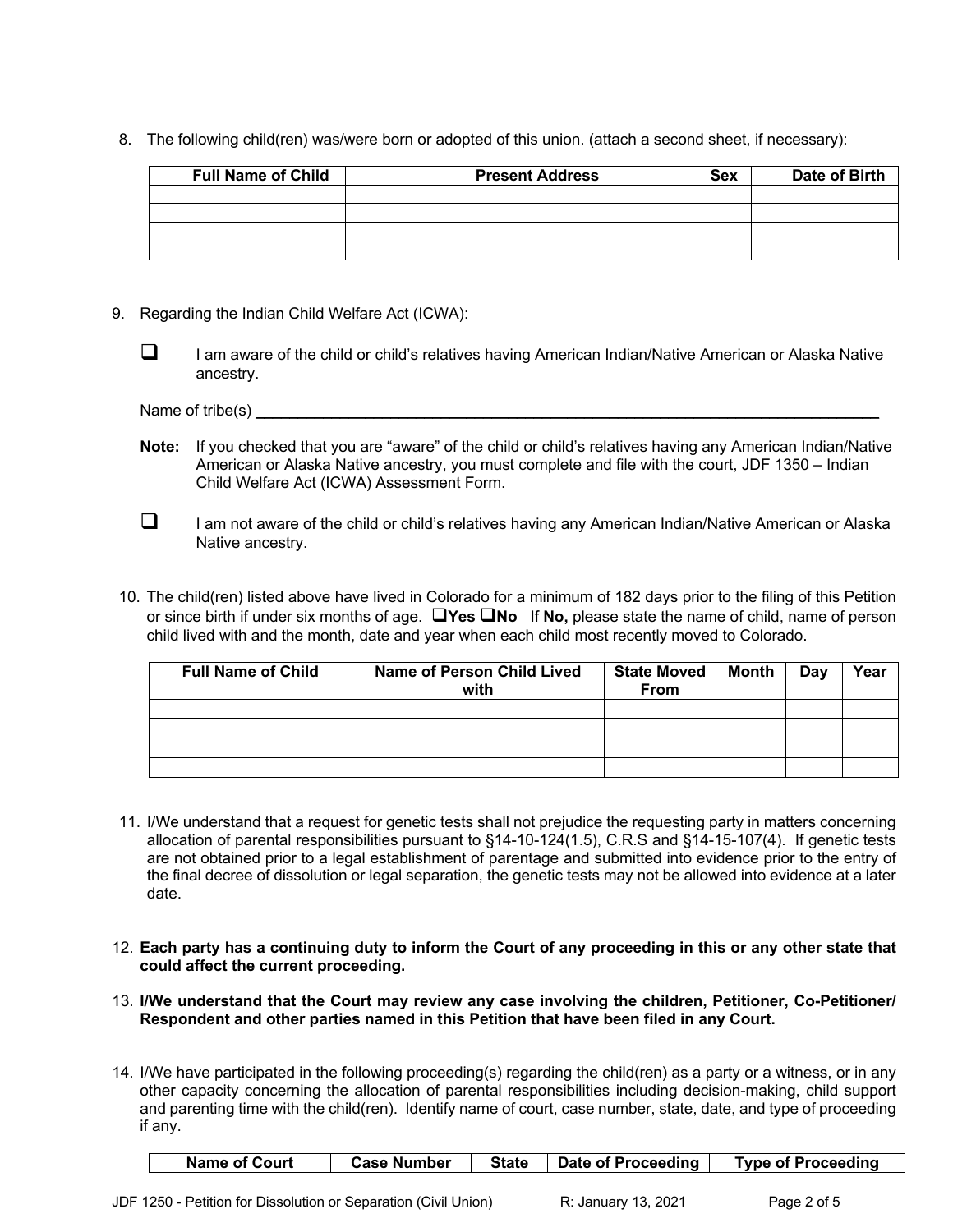8. The following child(ren) was/were born or adopted of this union. (attach a second sheet, if necessary):

| Full Name of Child | Present Address | Sex | Date of Birth |
|---|---|---|---|
| | | | |
| | | | |
| | | | |
| | | | |

9. Regarding the Indian Child Welfare Act (ICWA):

   ❑ I am aware of the child or child's relatives having American Indian/Native American or Alaska Native ancestry.

   Name of tribe(s) ___________________________________________________________________________

   **Note:** If you checked that you are "aware" of the child or child's relatives having any American Indian/Native American or Alaska Native ancestry, you must complete and file with the court, JDF 1350 – Indian Child Welfare Act (ICWA) Assessment Form.

   ❑ I am not aware of the child or child's relatives having any American Indian/Native American or Alaska Native ancestry.

10. The child(ren) listed above have lived in Colorado for a minimum of 182 days prior to the filing of this Petition or since birth if under six months of age. ❑**Yes** ❑**No** If **No,** please state the name of child, name of person child lived with and the month, date and year when each child most recently moved to Colorado.

| Full Name of Child | Name of Person Child Lived with | State Moved From | Month | Day | Year |
|---|---|---|---|---|---|
| | | | | | |
| | | | | | |
| | | | | | |
| | | | | | |

11. I/We understand that a request for genetic tests shall not prejudice the requesting party in matters concerning allocation of parental responsibilities pursuant to §14-10-124(1.5), C.R.S and §14-15-107(4). If genetic tests are not obtained prior to a legal establishment of parentage and submitted into evidence prior to the entry of the final decree of dissolution or legal separation, the genetic tests may not be allowed into evidence at a later date.

12. **Each party has a continuing duty to inform the Court of any proceeding in this or any other state that could affect the current proceeding.**

13. **I/We understand that the Court may review any case involving the children, Petitioner, Co-Petitioner/ Respondent and other parties named in this Petition that have been filed in any Court.**

14. I/We have participated in the following proceeding(s) regarding the child(ren) as a party or a witness, or in any other capacity concerning the allocation of parental responsibilities including decision-making, child support and parenting time with the child(ren). Identify name of court, case number, state, date, and type of proceeding if any.

| Name of Court | Case Number | State | Date of Proceeding | Type of Proceeding |
|---|---|---|---|---|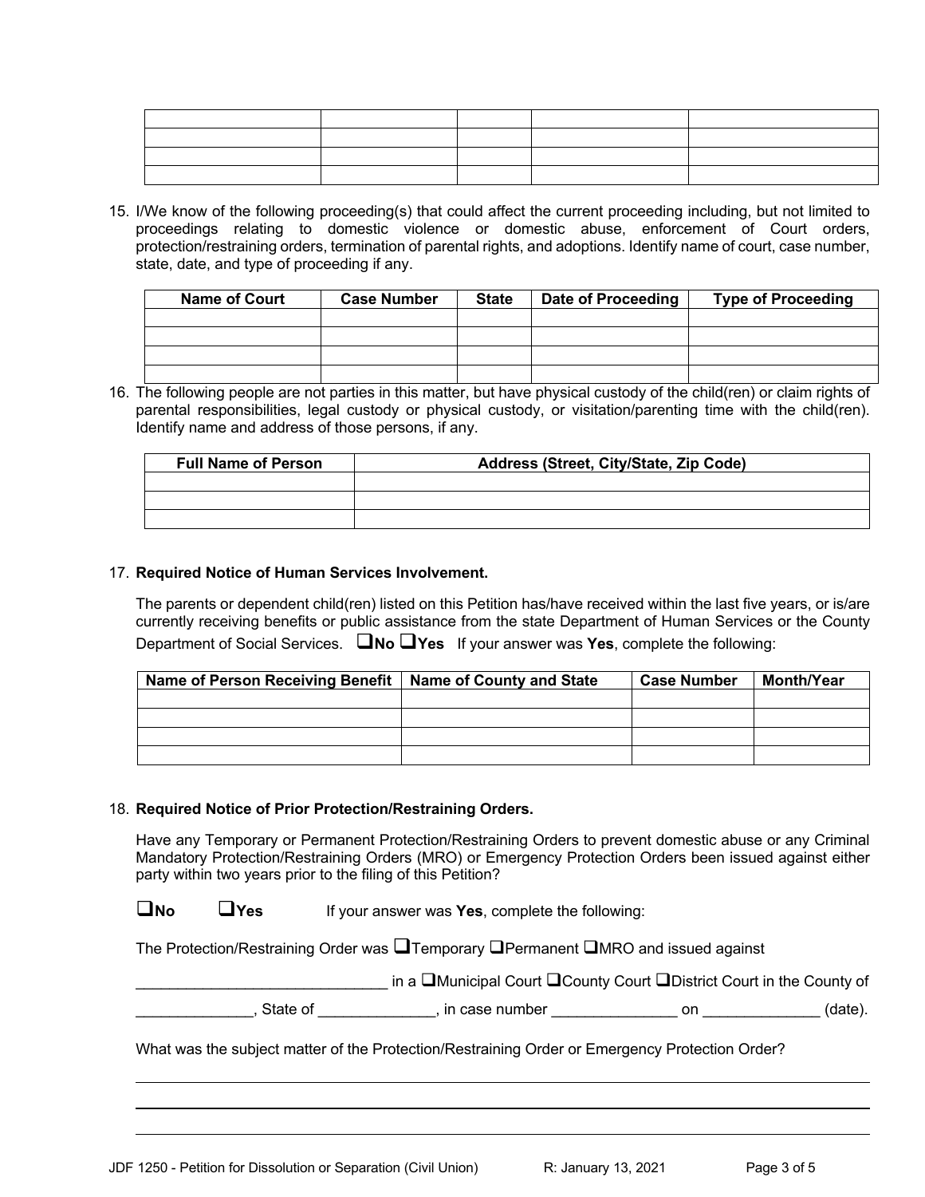| | | | | |
|---|---|---|---|---|
| | | | | |
| | | | | |
| | | | | |
| | | | | |

15. I/We know of the following proceeding(s) that could affect the current proceeding including, but not limited to proceedings relating to domestic violence or domestic abuse, enforcement of Court orders, protection/restraining orders, termination of parental rights, and adoptions. Identify name of court, case number, state, date, and type of proceeding if any.

| Name of Court | Case Number | State | Date of Proceeding | Type of Proceeding |
|---|---|---|---|---|
| | | | | |
| | | | | |
| | | | | |
| | | | | |

16. The following people are not parties in this matter, but have physical custody of the child(ren) or claim rights of parental responsibilities, legal custody or physical custody, or visitation/parenting time with the child(ren). Identify name and address of those persons, if any.

| Full Name of Person | Address (Street, City/State, Zip Code) |
|---|---|
| | |
| | |
| | |

17. **Required Notice of Human Services Involvement.**

The parents or dependent child(ren) listed on this Petition has/have received within the last five years, or is/are currently receiving benefits or public assistance from the state Department of Human Services or the County Department of Social Services. ❑**No** ❑**Yes** If your answer was **Yes**, complete the following:

| Name of Person Receiving Benefit | Name of County and State | Case Number | Month/Year |
|---|---|---|---|
| | | | |
| | | | |
| | | | |
| | | | |

18. **Required Notice of Prior Protection/Restraining Orders.**

Have any Temporary or Permanent Protection/Restraining Orders to prevent domestic abuse or any Criminal Mandatory Protection/Restraining Orders (MRO) or Emergency Protection Orders been issued against either party within two years prior to the filing of this Petition?

❑**No** ❑**Yes** If your answer was **Yes**, complete the following:

The Protection/Restraining Order was ❑Temporary ❑Permanent ❑MRO and issued against

______________________________ in a ❑Municipal Court ❑County Court ❑District Court in the County of

_____________, State of _____________, in case number ______________ on _____________ (date).

What was the subject matter of the Protection/Restraining Order or Emergency Protection Order?

_______________________________________________________________________________

_______________________________________________________________________________

_______________________________________________________________________________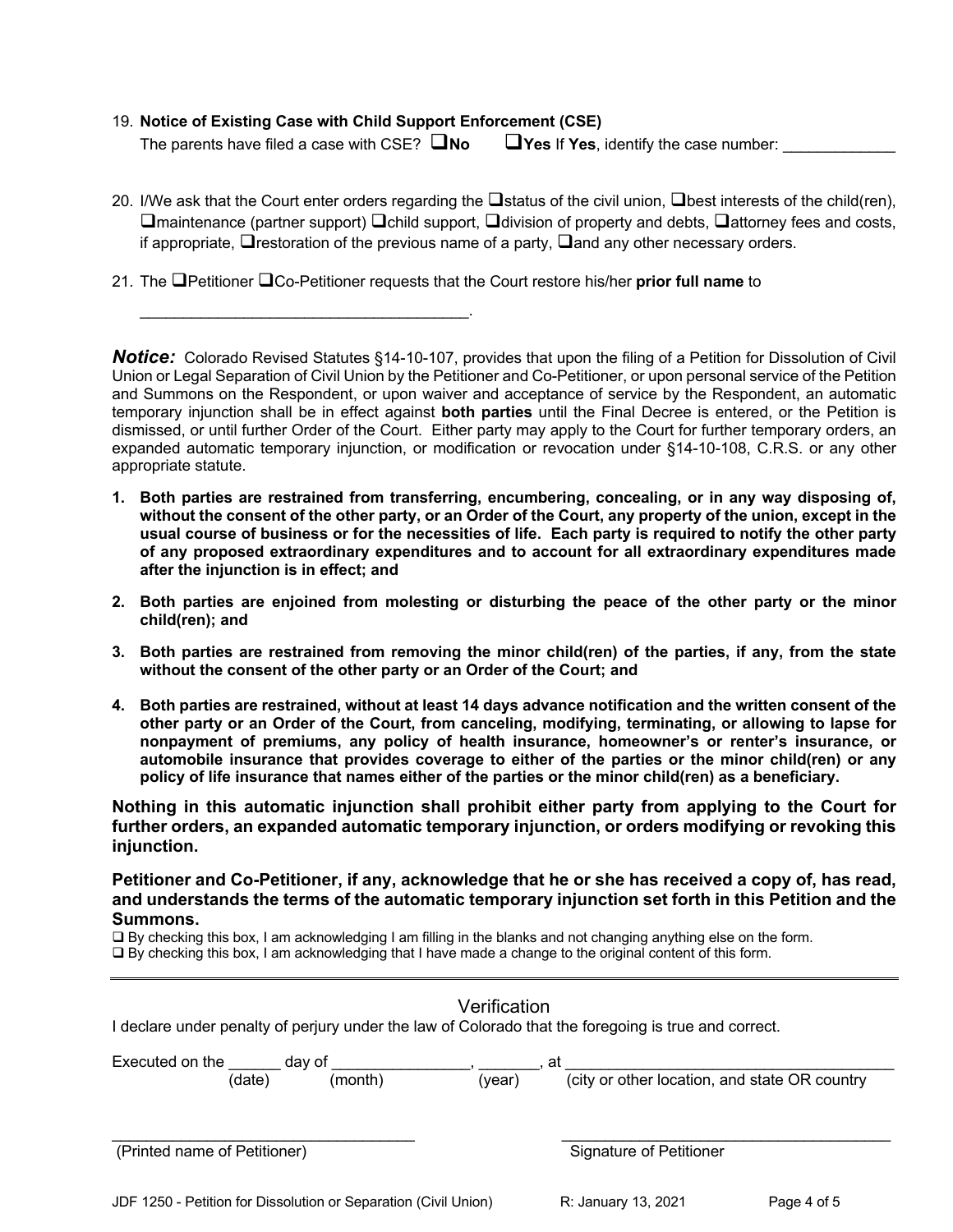19. **Notice of Existing Case with Child Support Enforcement (CSE)**
    The parents have filed a case with CSE? ❑**No** ❑**Yes** If **Yes**, identify the case number: _____________

20. I/We ask that the Court enter orders regarding the ❑status of the civil union, ❑best interests of the child(ren), ❑maintenance (partner support) ❑child support, ❑division of property and debts, ❑attorney fees and costs, if appropriate, ❑restoration of the previous name of a party, ❑and any other necessary orders.

21. The ❑Petitioner ❑Co-Petitioner requests that the Court restore his/her **prior full name** to
    ______________________________________.

***Notice:*** Colorado Revised Statutes §14-10-107, provides that upon the filing of a Petition for Dissolution of Civil Union or Legal Separation of Civil Union by the Petitioner and Co-Petitioner, or upon personal service of the Petition and Summons on the Respondent, or upon waiver and acceptance of service by the Respondent, an automatic temporary injunction shall be in effect against **both parties** until the Final Decree is entered, or the Petition is dismissed, or until further Order of the Court. Either party may apply to the Court for further temporary orders, an expanded automatic temporary injunction, or modification or revocation under §14-10-108, C.R.S. or any other appropriate statute.

1. **Both parties are restrained from transferring, encumbering, concealing, or in any way disposing of, without the consent of the other party, or an Order of the Court, any property of the union, except in the usual course of business or for the necessities of life. Each party is required to notify the other party of any proposed extraordinary expenditures and to account for all extraordinary expenditures made after the injunction is in effect; and**

2. **Both parties are enjoined from molesting or disturbing the peace of the other party or the minor child(ren); and**

3. **Both parties are restrained from removing the minor child(ren) of the parties, if any, from the state without the consent of the other party or an Order of the Court; and**

4. **Both parties are restrained, without at least 14 days advance notification and the written consent of the other party or an Order of the Court, from canceling, modifying, terminating, or allowing to lapse for nonpayment of premiums, any policy of health insurance, homeowner's or renter's insurance, or automobile insurance that provides coverage to either of the parties or the minor child(ren) or any policy of life insurance that names either of the parties or the minor child(ren) as a beneficiary.**

**Nothing in this automatic injunction shall prohibit either party from applying to the Court for further orders, an expanded automatic temporary injunction, or orders modifying or revoking this injunction.**

**Petitioner and Co-Petitioner, if any, acknowledge that he or she has received a copy of, has read, and understands the terms of the automatic temporary injunction set forth in this Petition and the Summons.**

❑ By checking this box, I am acknowledging I am filling in the blanks and not changing anything else on the form.
❑ By checking this box, I am acknowledging that I have made a change to the original content of this form.

---

## Verification

I declare under penalty of perjury under the law of Colorado that the foregoing is true and correct.

Executed on the ______ day of ________________, _______, at _______________________________________
(date) (month) (year) (city or other location, and state OR country

___________________________________ ________________________________________
(Printed name of Petitioner) Signature of Petitioner

JDF 1250 - Petition for Dissolution or Separation (Civil Union) R: January 13, 2021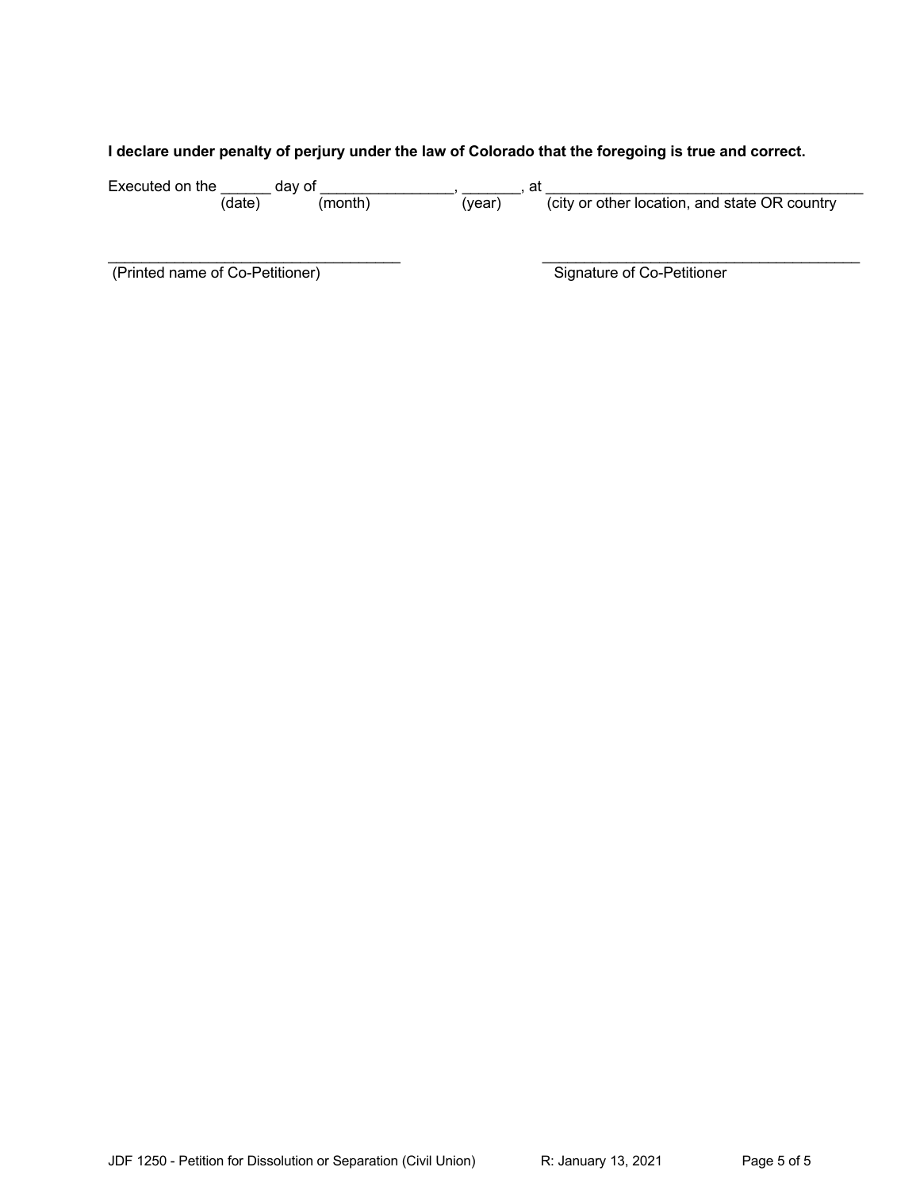**I declare under penalty of perjury under the law of Colorado that the foregoing is true and correct.**

Executed on the ______ day of ________________, _______, at ________________________________________
(date) (month) (year) (city or other location, and state OR country

_____________________________________ _________________________________________
(Printed name of Co-Petitioner) Signature of Co-Petitioner